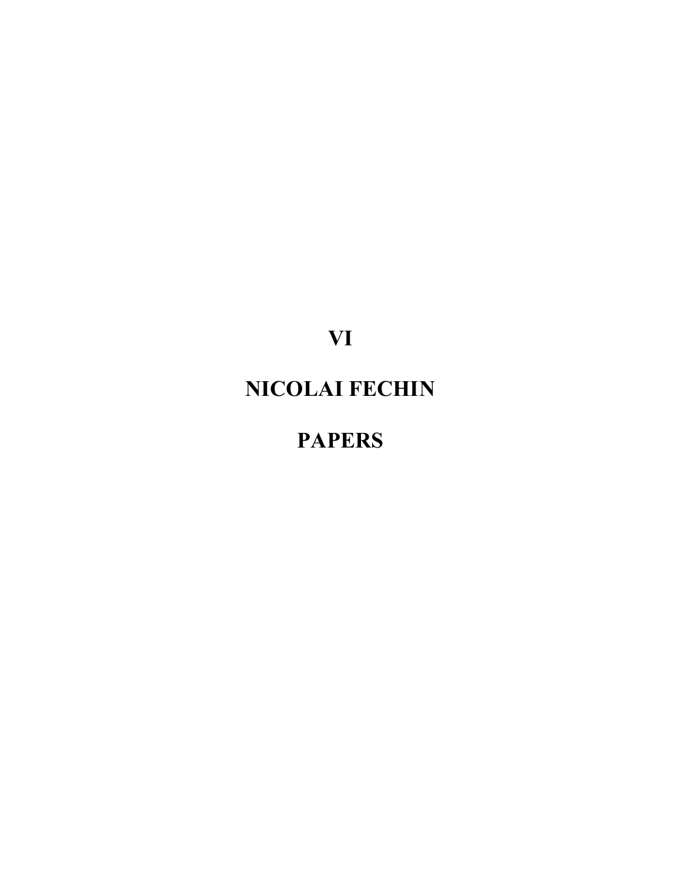# VI

# NICOLAI FECHIN

# PAPERS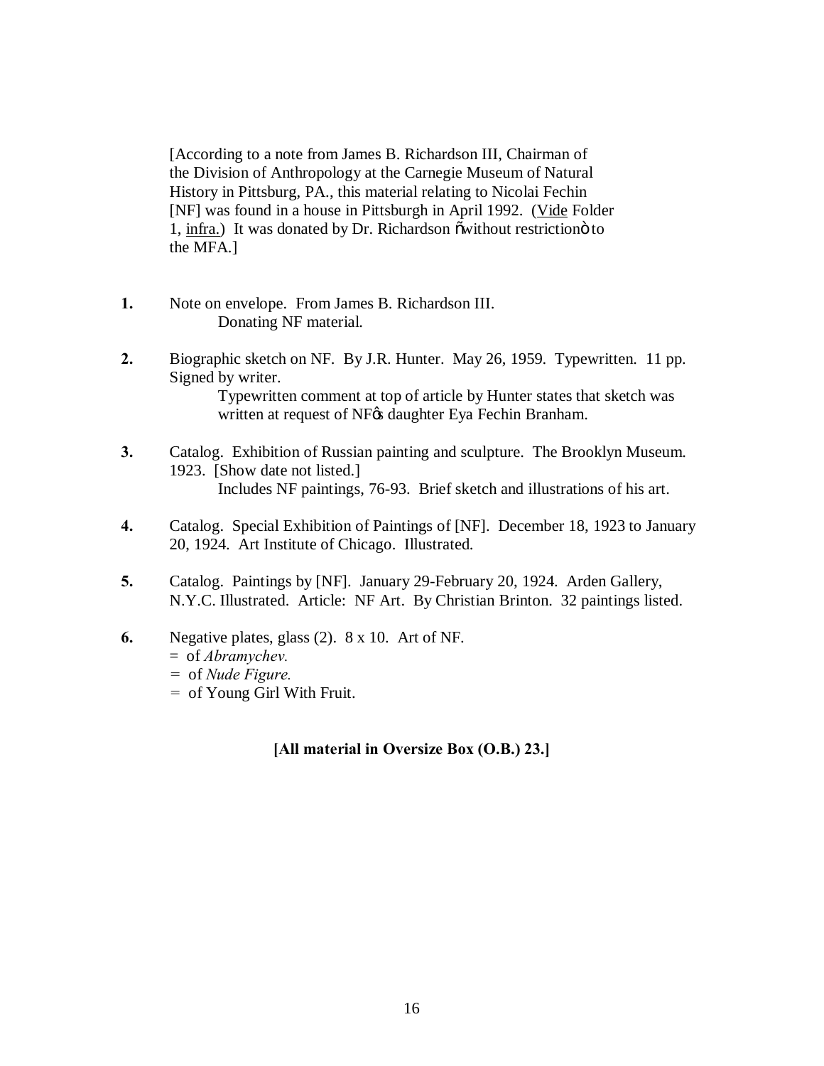[According to a note from James B. Richardson III, Chairman of the Division of Anthropology at the Carnegie Museum of Natural History in Pittsburg, PA., this material relating to Nicolai Fechin [NF] was found in a house in Pittsburgh in April 1992. (Vide Folder 1, infra.) It was donated by Dr. Richardson "without restriction" to the MFA.]

**1.** Note on envelope. From James B. Richardson III.
 Donating NF material.

**2.** Biographic sketch on NF. By J.R. Hunter. May 26, 1959. Typewritten. 11 pp. Signed by writer.
 Typewritten comment at top of article by Hunter states that sketch was written at request of NF's daughter Eya Fechin Branham.

**3.** Catalog. Exhibition of Russian painting and sculpture. The Brooklyn Museum. 1923. [Show date not listed.]
 Includes NF paintings, 76-93. Brief sketch and illustrations of his art.

**4.** Catalog. Special Exhibition of Paintings of [NF]. December 18, 1923 to January 20, 1924. Art Institute of Chicago. Illustrated.

**5.** Catalog. Paintings by [NF]. January 29-February 20, 1924. Arden Gallery, N.Y.C. Illustrated. Article: NF Art. By Christian Brinton. 32 paintings listed.

**6.** Negative plates, glass (2). 8 x 10. Art of NF.
 = of *Abramychev.*
 = of *Nude Figure.*
 = of Young Girl With Fruit.

**[All material in Oversize Box (O.B.) 23.]**